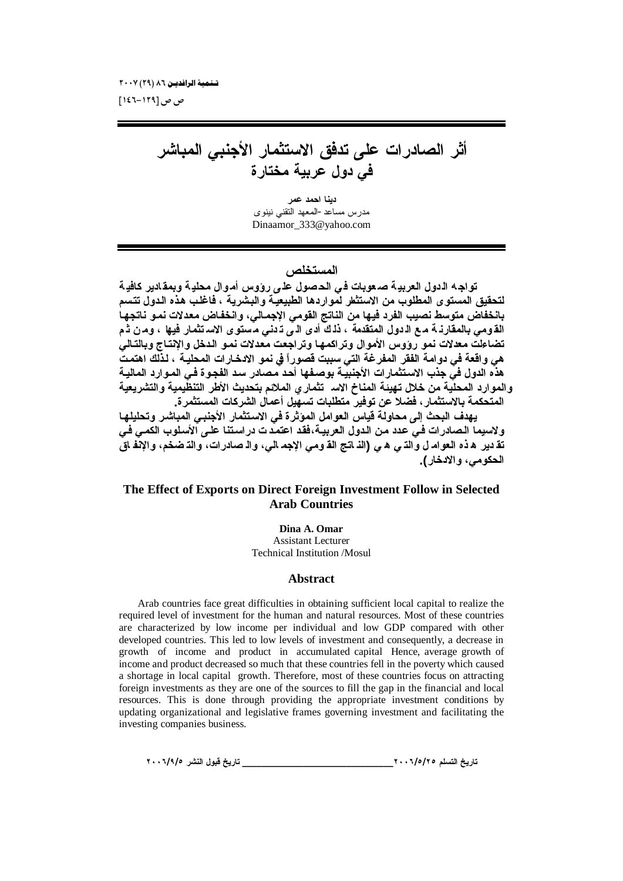# أثر الصادرات على تدفق الاستثمار الأجنبي المباشر في دول عربية مختارة

**دينا احمد عمر**
مدرس مساعد -المعهد التقني نينوى
Dinaamor_333@yahoo.com

## المستخلص

**تواجه الدول العربية صعوبات في الحصول على رؤوس أموال محلية وبمقادير كافية لتحقيق المستوى المطلوب من الاستثمار لمواردها الطبيعية والبشرية ، فاغلب هذه الدول تتسم بانخفاض متوسط نصيب الفرد فيها من الناتج القومي الإجمالي، وانخفاض معدلات نمو ناتجها القومي بالمقارنة مع الدول المتقدمة ، ذلك أدى الى تدني مستوى الاستثمار فيها ، ومن ثم تضاءلت معدلات نمو رؤوس الأموال وتراكمها وتراجعت معدلات نمو الدخل والإنتاج وبالتالي هي واقعة في دوامة الفقر المفرغة التي سببت قصوراً في نمو الادخارات المحلية ، لذلك اهتمت هذه الدول في جذب الاستثمارات الأجنبية بوصفها أحد مصادر سد الفجوة في الموارد المالية والموارد المحلية من خلال تهيئة المناخ الاستثماري الملائم بتحديث الأطر التنظيمية والتشريعية المتحكمة بالاستثمار، فضلا عن توفير متطلبات تسهيل أعمال الشركات المستثمرة.**

**يهدف البحث إلى محاولة قياس العوامل المؤثرة في الاستثمار الأجنبي المباشر وتحليلها ولاسيما الصادرات في عدد من الدول العربية،فقد اعتمدت دراستنا على الأسلوب الكمي في تقدير هذه العوامل والتي هي (الناتج القومي الإجمالي، والصادرات، والتضخم، والإنفاق الحكومي، والادخار).**

## The Effect of Exports on Direct Foreign Investment Follow in Selected Arab Countries

**Dina A. Omar**
Assistant Lecturer
Technical Institution /Mosul

## Abstract

Arab countries face great difficulties in obtaining sufficient local capital to realize the required level of investment for the human and natural resources. Most of these countries are characterized by low income per individual and low GDP compared with other developed countries. This led to low levels of investment and consequently, a decrease in growth of income and product in accumulated capital Hence, average growth of income and product decreased so much that these countries fell in the poverty which caused a shortage in local capital growth. Therefore, most of these countries focus on attracting foreign investments as they are one of the sources to fill the gap in the financial and local resources. This is done through providing the appropriate investment conditions by updating organizational and legislative frames governing investment and facilitating the investing companies business.

تاريخ التسلم ٢٠٠٦/٥/٢٥ ________ تاريخ قبول النشر ٢٠٠٦/٩/٥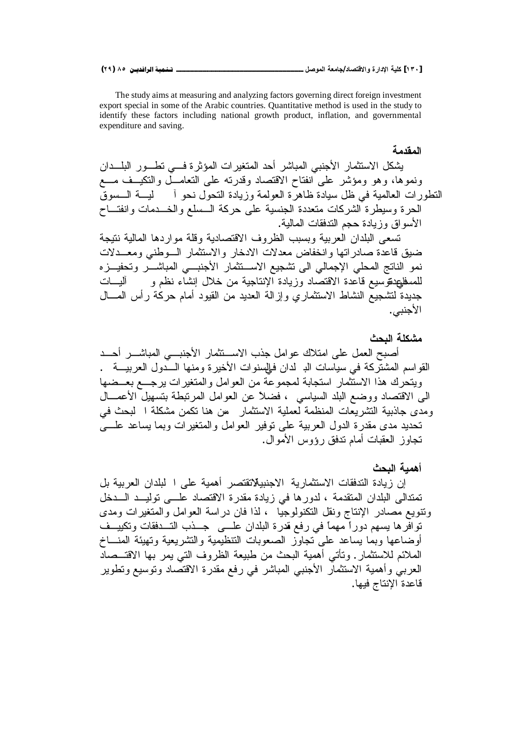The study aims at measuring and analyzing factors governing direct foreign investment export special in some of the Arabic countries. Quantitative method is used in the study to identify these factors including national growth product, inflation, and governmental expenditure and saving.

## المقدمة

يشكل الاستثمار الأجنبي المباشر أحد المتغيرات المؤثرة في تطور البلدان ونموها، وهو ومؤشر على انفتاح الاقتصاد وقدرته على التعامل والتكيف مع التطورات العالمية في ظل سيادة ظاهرة العولمة وزيادة التحول نحو آ لية السوق الحرة وسيطرة الشركات متعددة الجنسية على حركة السلع والخدمات وانفتاح الأسواق وزيادة حجم التدفقات المالية.

تسعى البلدان العربية وبسبب الظروف الاقتصادية وقلة مواردها المالية نتيجة ضيق قاعدة صادراتها وانخفاض معدلات الادخار والاستثمار الوطني ومعدلات نمو الناتج المحلي الإجمالي الى تشجيع الاستثمار الأجنبي المباشر وتحفيزه للمساعدة في توسيع قاعدة الاقتصاد وزيادة الإنتاجية من خلال إنشاء نظم و آليات جديدة لتشجيع النشاط الاستثماري وإزالة العديد من القيود أمام حركة رأس المال الأجنبي.

## مشكلة البحث

أصبح العمل على امتلاك عوامل جذب الاستثمار الأجنبي المباشر أحد القواسم المشتركة في سياسات البلدان في السنوات الأخيرة ومنها الدول العربية . ويتحرك هذا الاستثمار استجابة لمجموعة من العوامل والمتغيرات يرجع بعضها الى الاقتصاد ووضع البلد السياسي ، فضلاً عن العوامل المرتبطة بتسهيل الأعمال ومدى جاذبية التشريعات المنظمة لعملية الاستثمار ومن هنا تكمن مشكلة البحث في تحديد مدى مقدرة الدول العربية على توفير العوامل والمتغيرات وبما يساعد على تجاوز العقبات أمام تدفق رؤوس الأموال.

## أهمية البحث

إن زيادة التدفقات الاستثمارية الاجنبية لا تقتصر أهمية على البلدان العربية بل تمتد الى البلدان المتقدمة ، لدورها في زيادة مقدرة الاقتصاد على توليد الدخل وتنويع مصادر الإنتاج ونقل التكنولوجيا ، لذا فان دراسة العوامل والمتغيرات ومدى توافرها يسهم دوراً مهماً في رفع قدرة البلدان على جذب التدفقات وتكييف أوضاعها وبما يساعد على تجاوز الصعوبات التنظيمية والتشريعية وتهيئة المناخ الملائم للاستثمار. وتأتي أهمية البحث من طبيعة الظروف التي يمر بها الاقتصاد العربي وأهمية الاستثمار الأجنبي المباشر في رفع مقدرة الاقتصاد وتوسيع وتطوير قاعدة الإنتاج فيها.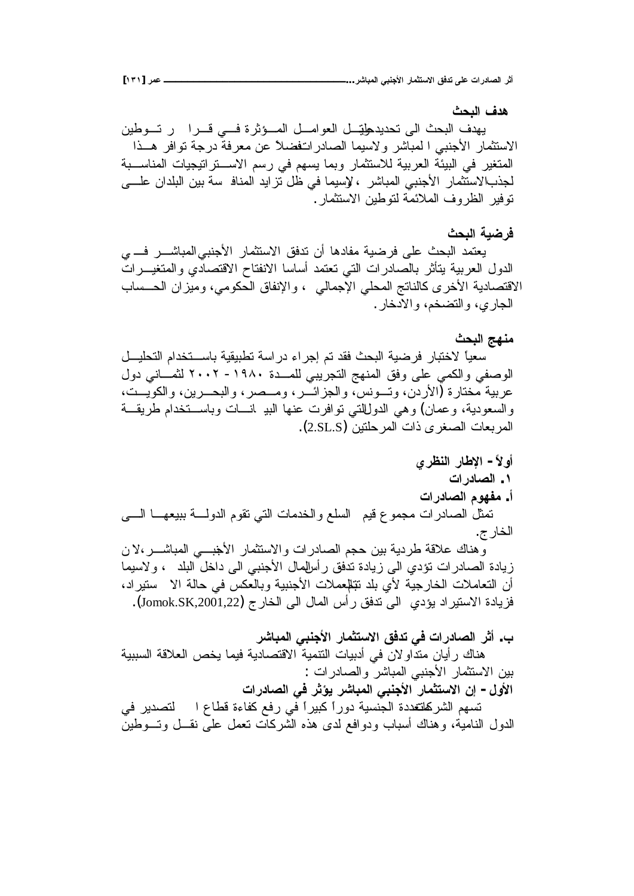### هدف البحث

يهدف البحث الى تحديد وتحليل العوامل المؤثرة في قرار توطين الاستثمار الأجنبي المباشر ولاسيما الصادرات فضلاً عن معرفة درجة توافر هذا المتغير في البيئة العربية للاستثمار وبما يسهم في رسم الاستراتيجيات المناسبة لجذب الاستثمار الأجنبي المباشر ، ولاسيما في ظل تزايد المنافسة بين البلدان على توفير الظروف الملائمة لتوطين الاستثمار.

### فرضية البحث

يعتمد البحث على فرضية مفادها أن تدفق الاستثمار الأجنبي المباشر في الدول العربية يتأثر بالصادرات التي تعتمد أساسا الانفتاح الاقتصادي والمتغيرات الاقتصادية الأخرى كالناتج المحلي الإجمالي ، والإنفاق الحكومي، وميزان الحساب الجاري، والتضخم، والادخار.

### منهج البحث

سعياً لاختبار فرضية البحث فقد تم إجراء دراسة تطبيقية باستخدام التحليل الوصفي والكمي على وفق المنهج التجريبي للمدة ١٩٨٠ - ٢٠٠٢ لثماني دول عربية مختارة (الأردن، وتونس، والجزائر، ومصر، والبحرين، والكويت، والسعودية، وعمان) وهي الدول التي توافرت عنها البيانات وباستخدام طريقة المربعات الصغرى ذات المرحلتين (2.SL.S).

## أولاً - الإطار النظري

### ١. الصادرات

#### أ. مفهوم الصادرات

تمثل الصادرات مجموع قيم السلع والخدمات التي تقوم الدولة ببيعها الى الخارج.

وهناك علاقة طردية بين حجم الصادرات والاستثمار الأجنبي المباشر، لان زيادة الصادرات تؤدي الى زيادة تدفق رأس المال الأجنبي الى داخل البلد ، ولاسيما أن التعاملات الخارجية لأي بلد تتم بالعملات الأجنبية وبالعكس في حالة الاستيراد، فزيادة الاستيراد يؤدي الى تدفق رأس المال الى الخارج (Jomok.SK,2001,22).

#### ب. أثر الصادرات في تدفق الاستثمار الأجنبي المباشر

هناك رأيان متداولان في أدبيات التنمية الاقتصادية فيما يخص العلاقة السببية بين الاستثمار الأجنبي المباشر والصادرات :

**الأول - إن الاستثمار الأجنبي المباشر يؤثر في الصادرات**

تسهم الشركات متعددة الجنسية دوراً كبيراً في رفع كفاءة قطاع التصدير في الدول النامية، وهناك أسباب ودوافع لدى هذه الشركات تعمل على نقل وتوطين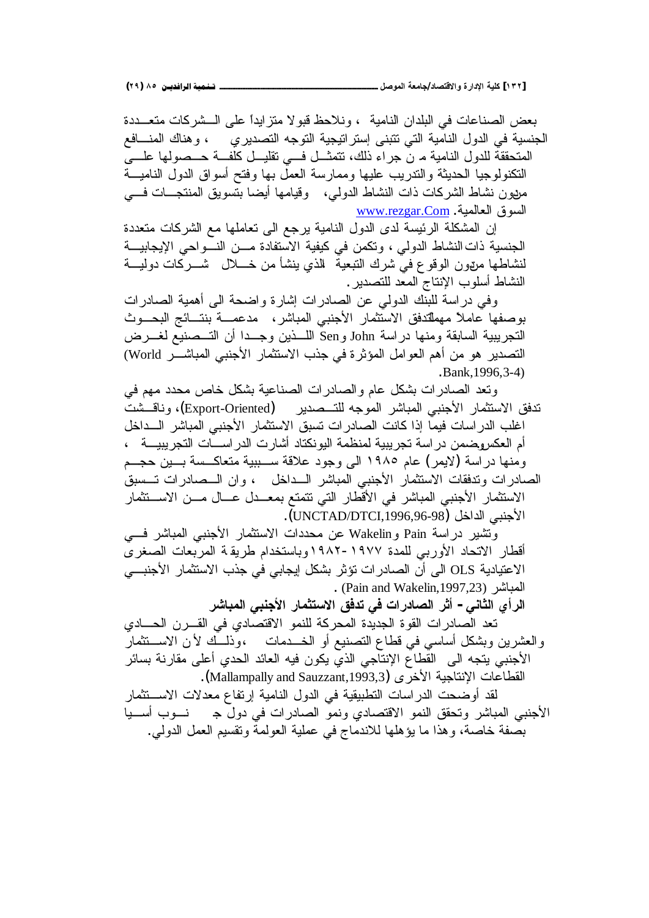بعض الصناعات في البلدان النامية ، ونلاحظ قبولا متزايداً على الشركات متعددة الجنسية في الدول النامية التي تتبنى إستراتيجية التوجه التصديري ، وهناك المنافع المتحققة للدول النامية من جراء ذلك، تتمثل في تقليل كلفة حصولها على التكنولوجيا الحديثة والتدريب عليها وممارسة العمل بها وفتح أسواق الدول النامية مرهون نشاط الشركات ذات النشاط الدولي، وقيامها أيضا بتسويق المنتجات في السوق العالمية. www.rezgar.Com

إن المشكلة الرئيسة لدى الدول النامية يرجع الى تعاملها مع الشركات متعددة الجنسية ذات النشاط الدولي ، وتكمن في كيفية الاستفادة من النواحي الإيجابية لنشاطها مرهون الوقوع في شرك التبعية الذي ينشأ من خلال شركات دولية النشاط أسلوب الإنتاج المعد للتصدير.

وفي دراسة للبنك الدولي عن الصادرات إشارة واضحة الى أهمية الصادرات بوصفها عاملاً مهماً لتدفق الاستثمار الأجنبي المباشر، مدعمة بنتائج البحوث التجريبية السابقة ومنها دراسة John وSen اللذين وجدا أن التصنيع لغرض التصدير هو من أهم العوامل المؤثرة في جذب الاستثمار الأجنبي المباشر (World Bank,1996,3-4).

وتعد الصادرات بشكل عام والصادرات الصناعية بشكل خاص محدد مهم في تدفق الاستثمار الأجنبي المباشر الموجه للتصدير (Export-Oriented)، وناقشت اغلب الدراسات فيما إذا كانت الصادرات تسبق الاستثمار الأجنبي المباشر الداخل أم العكس وضمن دراسة تجريبية لمنظمة اليونكتاد أشارت الدراسات التجريبية ، ومنها دراسة (لايمر) عام ١٩٨٥ الى وجود علاقة سببية متعاكسة بين حجم الصادرات وتدفقات الاستثمار الأجنبي المباشر الداخل ، وان الصادرات تسبق الاستثمار الأجنبي المباشر في الأقطار التي تتمتع بمعدل عال من الاستثمار الأجنبي الداخل (UNCTAD/DTCI,1996,96-98).

وتشير دراسة Pain وWakelin عن محددات الاستثمار الأجنبي المباشر في أقطار الاتحاد الأوربي للمدة ١٩٧٧ -١٩٨٢ وباستخدام طريقة المربعات الصغرى الاعتيادية OLS الى أن الصادرات تؤثر بشكل إيجابي في جذب الاستثمار الأجنبي المباشر (Pain and Wakelin,1997,23) .

**الرأي الثاني – أثر الصادرات في تدفق الاستثمار الأجنبي المباشر**

تعد الصادرات القوة الجديدة المحركة للنمو الاقتصادي في القرن الحادي والعشرين وبشكل أساسي في قطاع التصنيع أو الخدمات ،وذلك لأن الاستثمار الأجنبي يتجه الى القطاع الإنتاجي الذي يكون فيه العائد الحدي أعلى مقارنة بسائر القطاعات الإنتاجية الأخرى (Mallampally and Sauzzant,1993,3).

لقد أوضحت الدراسات التطبيقية في الدول النامية إرتفاع معدلات الاستثمار الأجنبي المباشر وتحقق النمو الاقتصادي ونمو الصادرات في دول جنوب أسيا بصفة خاصة، وهذا ما يؤهلها للاندماج في عملية العولمة وتقسيم العمل الدولي.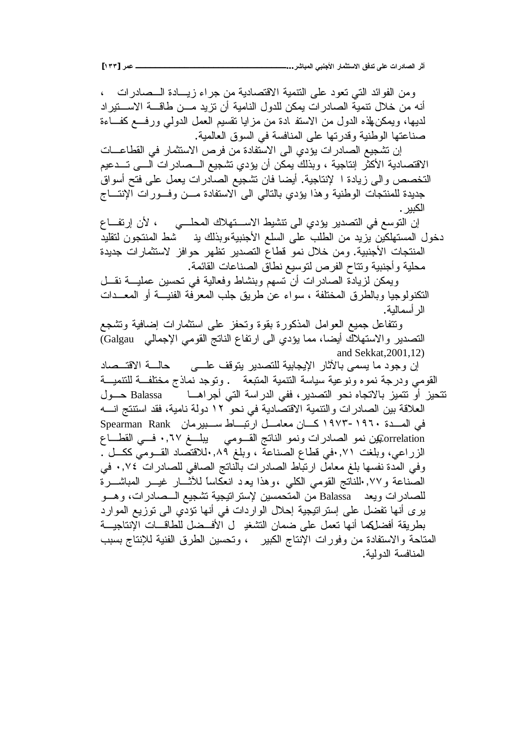ومن الفوائد التي تعود على التنمية الاقتصادية من جراء زيادة الصادرات ، أنه من خلال تنمية الصادرات يمكن للدول النامية أن تزيد من طاقة الاستيراد لديها، ويمكن لهذه الدول من الاستفادة من مزايا تقسيم العمل الدولي ورفع كفاءة صناعتها الوطنية وقدرتها على المنافسة في السوق العالمية.

إن تشجيع الصادرات يؤدي الى الاستفادة من فرص الاستثمار في القطاعات الاقتصادية الأكثر إنتاجية ، وبذلك يمكن أن يؤدي تشجيع الصادرات الى تدعيم التخصص والى زيادة الإنتاجية. أيضا فان تشجيع الصادرات يعمل على فتح أسواق جديدة للمنتجات الوطنية وهذا يؤدي بالتالي الى الاستفادة من وفورات الإنتاج الكبير.

إن التوسع في التصدير يؤدي الى تنشيط الاستهلاك المحلي ، لأن إرتفاع دخول المستهلكين يزيد من الطلب على السلع الأجنبية،وبذلك ينشط المنتجون لتقليد المنتجات الأجنبية. ومن خلال نمو قطاع التصدير تظهر حوافز لاستثمارات جديدة محلية وأجنبية وتتاح الفرص لتوسيع نطاق الصناعات القائمة.

ويمكن لزيادة الصادرات أن تسهم وبنشاط وفعالية في تحسين عملية نقل التكنولوجيا وبالطرق المختلفة ، سواء عن طريق جلب المعرفة الفنية أو المعدات الرأسمالية.

وتتفاعل جميع العوامل المذكورة بقوة وتحفز على استثمارات إضافية وتشجع التصدير والاستهلاك أيضا، مما يؤدي الى ارتفاع الناتج القومي الإجمالي (Galgau and Sekkat,2001,12)

إن وجود ما يسمى بالآثار الإيجابية للتصدير يتوقف على حالة الاقتصاد القومي ودرجة نموه ونوعية سياسة التنمية المتبعة . وتوجد نماذج مختلفة للتنمية تتحيز أو تتميز بالاتجاه نحو التصدير، ففي الدراسة التي أجراها Balassa حول العلاقة بين الصادرات والتنمية الاقتصادية في نحو ١٢ دولة نامية، فقد استنتج انه في المدة ١٩٦٠-١٩٧٣ كان معامل ارتباط سبيرمان Spearman Rank Correlation بين نمو الصادرات ونمو الناتج القومي يبلغ ٠,٦٧ في القطاع الزراعي، وبلغت ٠,٧١في قطاع الصناعة ، وبلغ ٠,٨٩للاقتصاد القومي ككل . وفي المدة نفسها بلغ معامل ارتباط الصادرات بالناتج الصافي للصادرات ٠,٧٤ في الصناعة و٠,٧٧للناتج القومي الكلي ،وهذا يعد انعكاساً للآثار غير المباشرة للصادرات ويعد Balassa من المتحمسين لإستراتيجية تشجيع الصادرات، وهو يرى أنها تفضل على إستراتيجية إحلال الواردات في أنها تؤدي الى توزيع الموارد بطريقة أفضل كما أنها تعمل على ضمان التشغيل الأفضل للطاقات الإنتاجية المتاحة والاستفادة من وفورات الإنتاج الكبير ، وتحسين الطرق الفنية للإنتاج بسبب المنافسة الدولية.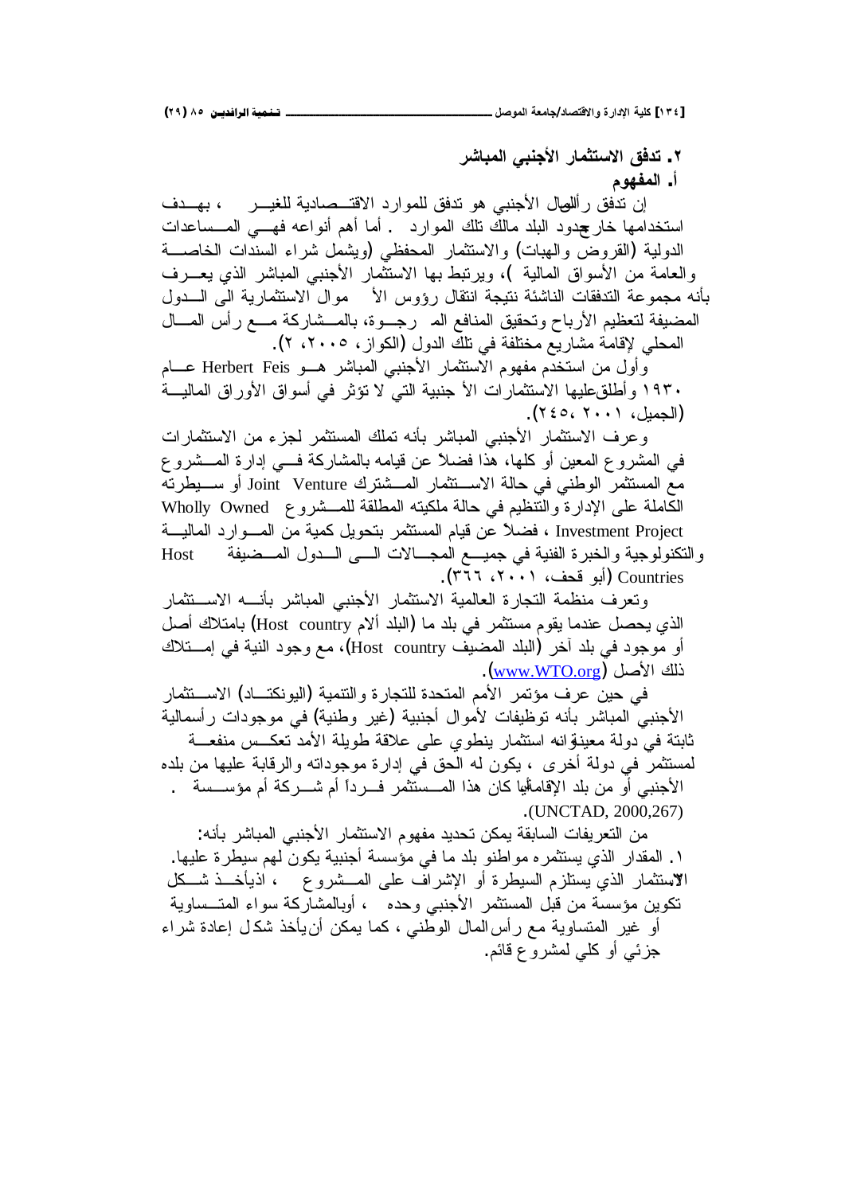## ٢. تدفق الاستثمار الأجنبي المباشر

### أ. المفهوم

إن تدفق رأس المال الأجنبي هو تدفق للموارد الاقتصادية للغير، بهدف استخدامها خارج حدود البلد مالك تلك الموارد. أما أهم أنواعه فهي المساعدات الدولية (القروض والهبات) والاستثمار المحفظي (ويشمل شراء السندات الخاصة والعامة من الأسواق المالية)، ويرتبط بها الاستثمار الأجنبي المباشر الذي يعرف بأنه مجموعة التدفقات الناشئة نتيجة انتقال رؤوس الأموال الاستثمارية الى الدول المضيفة لتعظيم الأرباح وتحقيق المنافع المرجوة، بالمشاركة مع رأس المال المحلي لإقامة مشاريع مختلفة في تلك الدول (الكواز، ٢٠٠٥، ٢).

وأول من استخدم مفهوم الاستثمار الأجنبي المباشر هو Herbert Feis عام ١٩٣٠ وأطلق عليها الاستثمارات الأجنبية التي لا تؤثر في أسواق الأوراق المالية (الجميل، ٢٠٠١، ٢٤٥).

وعرف الاستثمار الأجنبي المباشر بأنه تملك المستثمر لجزء من الاستثمارات في المشروع المعين أو كلها، هذا فضلاً عن قيامه بالمشاركة في إدارة المشروع مع المستثمر الوطني في حالة الاستثمار المشترك Joint Venture أو سيطرته الكاملة على الإدارة والتنظيم في حالة ملكيته المطلقة للمشروع Wholly Owned Investment Project، فضلاً عن قيام المستثمر بتحويل كمية من الموارد المالية والتكنولوجية والخبرة الفنية في جميع المجالات الى الدول المضيفة Host Countries (أبو قحف، ٢٠٠١، ٣٦٦).

وتعرف منظمة التجارة العالمية الاستثمار الأجنبي المباشر بأنه الاستثمار الذي يحصل عندما يقوم مستثمر في بلد ما (البلد ألام Host country) بامتلاك أصل أو موجود في بلد آخر (البلد المضيف Host country)، مع وجود النية في إمتلاك ذلك الأصل (www.WTO.org).

في حين عرف مؤتمر الأمم المتحدة للتجارة والتنمية (اليونكتاد) الاستثمار الأجنبي المباشر بأنه توظيفات لأموال أجنبية (غير وطنية) في موجودات رأسمالية ثابتة في دولة معينة، إنه استثمار ينطوي على علاقة طويلة الأمد تعكس منفعة لمستثمر في دولة أخرى، يكون له الحق في إدارة موجوداته والرقابة عليها من بلده الأجنبي أو من بلد الإقامة، أيا كان هذا المستثمر فرداً أم شركة أم مؤسسة. (UNCTAD, 2000,267).

من التعريفات السابقة يمكن تحديد مفهوم الاستثمار الأجنبي المباشر بأنه:

١. المقدار الذي يستثمره مواطنو بلد ما في مؤسسة أجنبية يكون لهم سيطرة عليها. الاستثمار الذي يستلزم السيطرة أو الإشراف على المشروع، إذ يأخذ شكل تكوين مؤسسة من قبل المستثمر الأجنبي وحده، أو بالمشاركة سواء المتساوية أو غير المتساوية مع رأس المال الوطني، كما يمكن أن يأخذ شكل إعادة شراء جزئي أو كلي لمشروع قائم.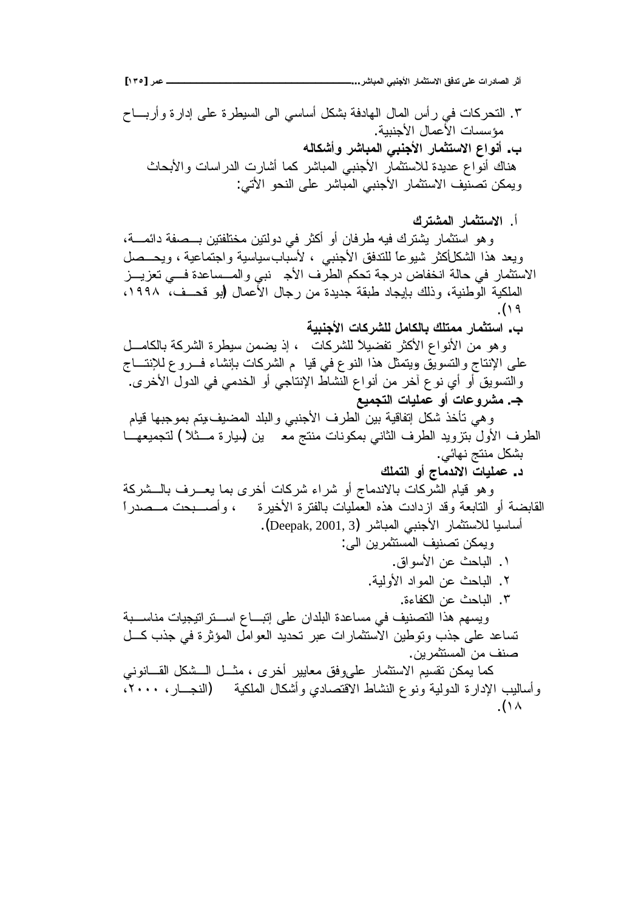٣. التحركات في رأس المال الهادفة بشكل أساسي الى السيطرة على إدارة وأرباح مؤسسات الأعمال الأجنبية.

**ب. أنواع الاستثمار الأجنبي المباشر وأشكاله**

هناك أنواع عديدة للاستثمار الأجنبي المباشر كما أشارت الدراسات والأبحاث ويمكن تصنيف الاستثمار الأجنبي المباشر على النحو الأتي:

**أ. الاستثمار المشترك**

وهو استثمار يشترك فيه طرفان أو أكثر في دولتين مختلفتين بصفة دائمة، ويعد هذا الشكل أكثر شيوعاً للتدفق الأجنبي ، لأسباب سياسية واجتماعية ، ويحصل الاستثمار في حالة انخفاض درجة تحكم الطرف الأجنبي والمساعدة في تعزيز الملكية الوطنية، وذلك بإيجاد طبقة جديدة من رجال الأعمال (ابو قحف، ١٩٩٨، ١٩).

**ب. استثمار ممتلك بالكامل للشركات الأجنبية**

وهو من الأنواع الأكثر تفضيلاً للشركات ، إذ يضمن سيطرة الشركة بالكامل على الإنتاج والتسويق ويتمثل هذا النوع في قيام الشركات بإنشاء فروع للإنتاج والتسويق أو أي نوع آخر من أنواع النشاط الإنتاجي أو الخدمي في الدول الأخرى.

**جـ. مشروعات أو عمليات التجميع**

وهي تأخذ شكل إتفاقية بين الطرف الأجنبي والبلد المضيف يتم بموجبها قيام الطرف الأول بتزويد الطرف الثاني بمكونات منتج معين (سيارة مثلاً ) لتجميعها بشكل منتج نهائي.

**د. عمليات الاندماج أو التملك**

وهو قيام الشركات بالاندماج أو شراء شركات أخرى بما يعرف بالشركة القابضة أو التابعة وقد ازدادت هذه العمليات بالفترة الأخيرة ، وأصبحت مصدراً أساسيا للاستثمار الأجنبي المباشر (Deepak, 2001, 3).

ويمكن تصنيف المستثمرين الى:

١. الباحث عن الأسواق.
٢. الباحث عن المواد الأولية.
٣. الباحث عن الكفاءة.

ويسهم هذا التصنيف في مساعدة البلدان على إتباع استراتيجيات مناسبة تساعد على جذب وتوطين الاستثمارات عبر تحديد العوامل المؤثرة في جذب كل صنف من المستثمرين.

كما يمكن تقسيم الاستثمار على وفق معايير أخرى ، مثل الشكل القانوني وأساليب الإدارة الدولية ونوع النشاط الاقتصادي وأشكال الملكية (النجار، ٢٠٠٠، ١٨).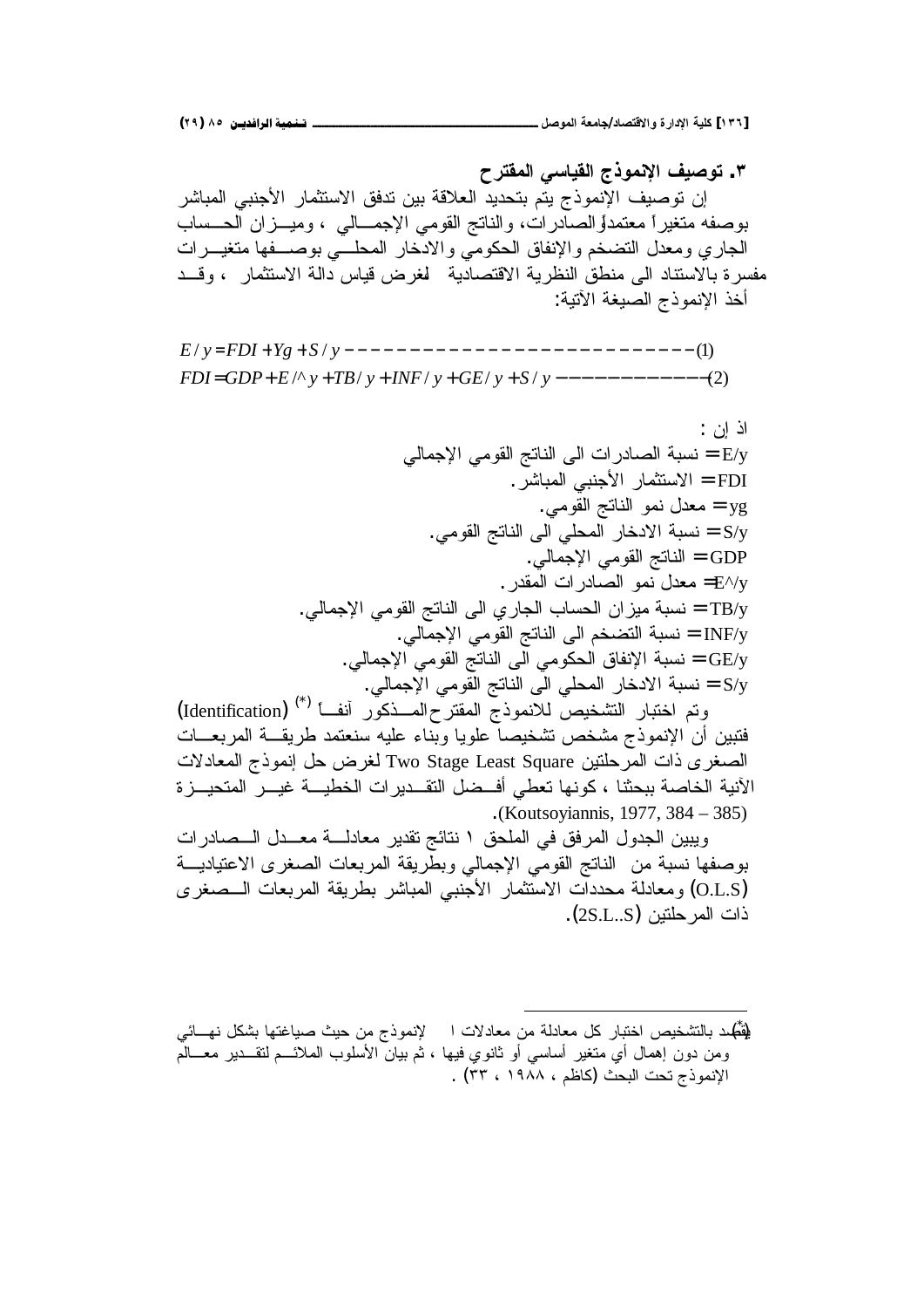## ٣. توصيف الإنموذج القياسي المقترح

إن توصيف الإنموذج يتم بتحديد العلاقة بين تدفق الاستثمار الأجنبي المباشر بوصفه متغيراً معتمداً، والصادرات، والناتج القومي الإجمالي ، وميزان الحساب الجاري ومعدل التضخم والإنفاق الحكومي والادخار المحلي بوصفها متغيرات مفسرة بالاستناد الى منطق النظرية الاقتصادية لغرض قياس دالة الاستثمار ، وقد أخذ الإنموذج الصيغة الآتية:

$$E/y = FDI + Yg + S/y ---------------------------(1)$$

$$FDI = GDP + E/^{\wedge}y + TB/y + INF/y + GE/y + S/y -----------(2)$$

اذ إن :

E/y = نسبة الصادرات الى الناتج القومي الإجمالي

FDI = الاستثمار الأجنبي المباشر.

yg = معدل نمو الناتج القومي.

S/y = نسبة الادخار المحلي الى الناتج القومي.

GDP = الناتج القومي الإجمالي.

E^/y = معدل نمو الصادرات المقدر.

TB/y = نسبة ميزان الحساب الجاري الى الناتج القومي الإجمالي.

INF/y = نسبة التضخم الى الناتج القومي الإجمالي.

GE/y = نسبة الإنفاق الحكومي الى الناتج القومي الإجمالي.

S/y = نسبة الادخار المحلي الى الناتج القومي الإجمالي.

وتم اختبار التشخيص للانموذج المقترح المذكور آنفاً (*) (Identification) فتبين أن الإنموذج مشخص تشخيصاً علويا وبناء عليه سنعتمد طريقة المربعات الصغرى ذات المرحلتين Two Stage Least Square لغرض حل إنموذج المعادلات الآنية الخاصة ببحثنا ، كونها تعطي أفضل التقديرات الخطية غير المتحيزة (Koutsoyiannis, 1977, 384 – 385).

ويبين الجدول المرفق في الملحق ١ نتائج تقدير معادلة معدل الصادرات بوصفها نسبة من الناتج القومي الإجمالي وبطريقة المربعات الصغرى الاعتيادية (O.L.S) ومعادلة محددات الاستثمار الأجنبي المباشر بطريقة المربعات الصغرى ذات المرحلتين (2S.L..S).

---

(*) يقصد بالتشخيص اختبار كل معادلة من معادلات الإنموذج من حيث صياغتها بشكل نهائي ومن دون إهمال أي متغير أساسي أو ثانوي فيها ، ثم بيان الأسلوب الملائم لتقدير معالم الإنموذج تحت البحث (كاظم ، ١٩٨٨ ، ٣٣) .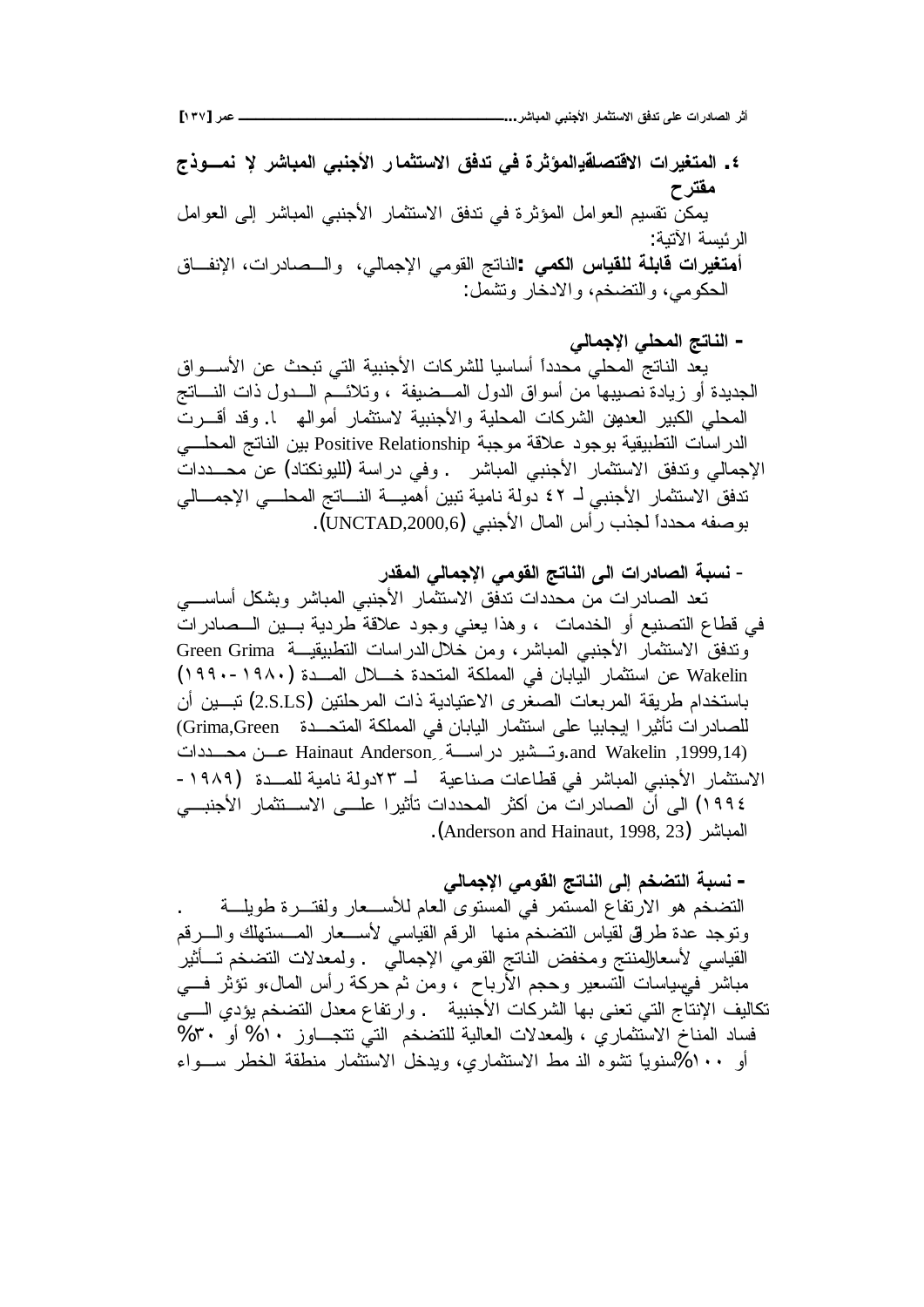## ٤. المتغيرات الاقتصادية المؤثرة في تدفق الاستثمار الأجنبي المباشر في نموذج مقترح

يمكن تقسيم العوامل المؤثرة في تدفق الاستثمار الأجنبي المباشر إلى العوامل الرئيسة الآتية:

**أ. متغيرات قابلة للقياس الكمي:** الناتج القومي الإجمالي، والصادرات، الإنفاق الحكومي، والتضخم، والادخار وتشمل:

### - الناتج المحلي الإجمالي

يعد الناتج المحلي محدداً أساسيا للشركات الأجنبية التي تبحث عن الأسواق الجديدة أو زيادة نصيبها من أسواق الدول المضيفة ، وتلائم الدول ذات الناتج المحلي الكبير العديد من الشركات المحلية والأجنبية لاستثمار أموالها . وقد أقرت الدراسات التطبيقية بوجود علاقة موجبة Positive Relationship بين الناتج المحلي الإجمالي وتدفق الاستثمار الأجنبي المباشر . وفي دراسة (لليونكتاد) عن محددات تدفق الاستثمار الأجنبي لـ ٤٢ دولة نامية تبين أهمية الناتج المحلي الإجمالي بوصفه محدداً لجذب رأس المال الأجنبي (UNCTAD,2000,6).

### - نسبة الصادرات الى الناتج القومي الإجمالي المقدر

تعد الصادرات من محددات تدفق الاستثمار الأجنبي المباشر وبشكل أساسي في قطاع التصنيع أو الخدمات ، وهذا يعني وجود علاقة طردية بين الصادرات وتدفق الاستثمار الأجنبي المباشر، ومن خلال الدراسات التطبيقية Green Grima Wakelin عن استثمار اليابان في المملكة المتحدة خلال المدة (١٩٨٠-١٩٩٠) باستخدام طريقة المربعات الصغرى الاعتيادية ذات المرحلتين (2.S.LS) تبين أن للصادرات تأثيرا إيجابيا على استثمار اليابان في المملكة المتحدة (Grima,Green and Wakelin ,1999,14).وتشير دراسة Hainaut Anderson عن محددات الاستثمار الأجنبي المباشر في قطاعات صناعية لـ ٢٣دولة نامية للمدة (١٩٨٩-١٩٩٤) الى أن الصادرات من أكثر المحددات تأثيرا على الاستثمار الأجنبي المباشر (Anderson and Hainaut, 1998, 23).

### - نسبة التضخم إلى الناتج القومي الإجمالي

التضخم هو الارتفاع المستمر في المستوى العام للأسعار ولفترة طويلة . وتوجد عدة طرق لقياس التضخم منها الرقم القياسي لأسعار المستهلك والرقم القياسي لأسعار المنتج ومخفض الناتج القومي الإجمالي . ولمعدلات التضخم تأثير مباشر في سياسات التسعير وحجم الأرباح ، ومن ثم حركة رأس المال،و تؤثر في تكاليف الإنتاج التي تعنى بها الشركات الأجنبية . وارتفاع معدل التضخم يؤدي الى فساد المناخ الاستثماري ، والمعدلات العالية للتضخم التي تتجاوز ١٠% أو ٣٠% أو ١٠٠%سنوياً تشوه النمط الاستثماري، ويدخل الاستثمار منطقة الخطر سواء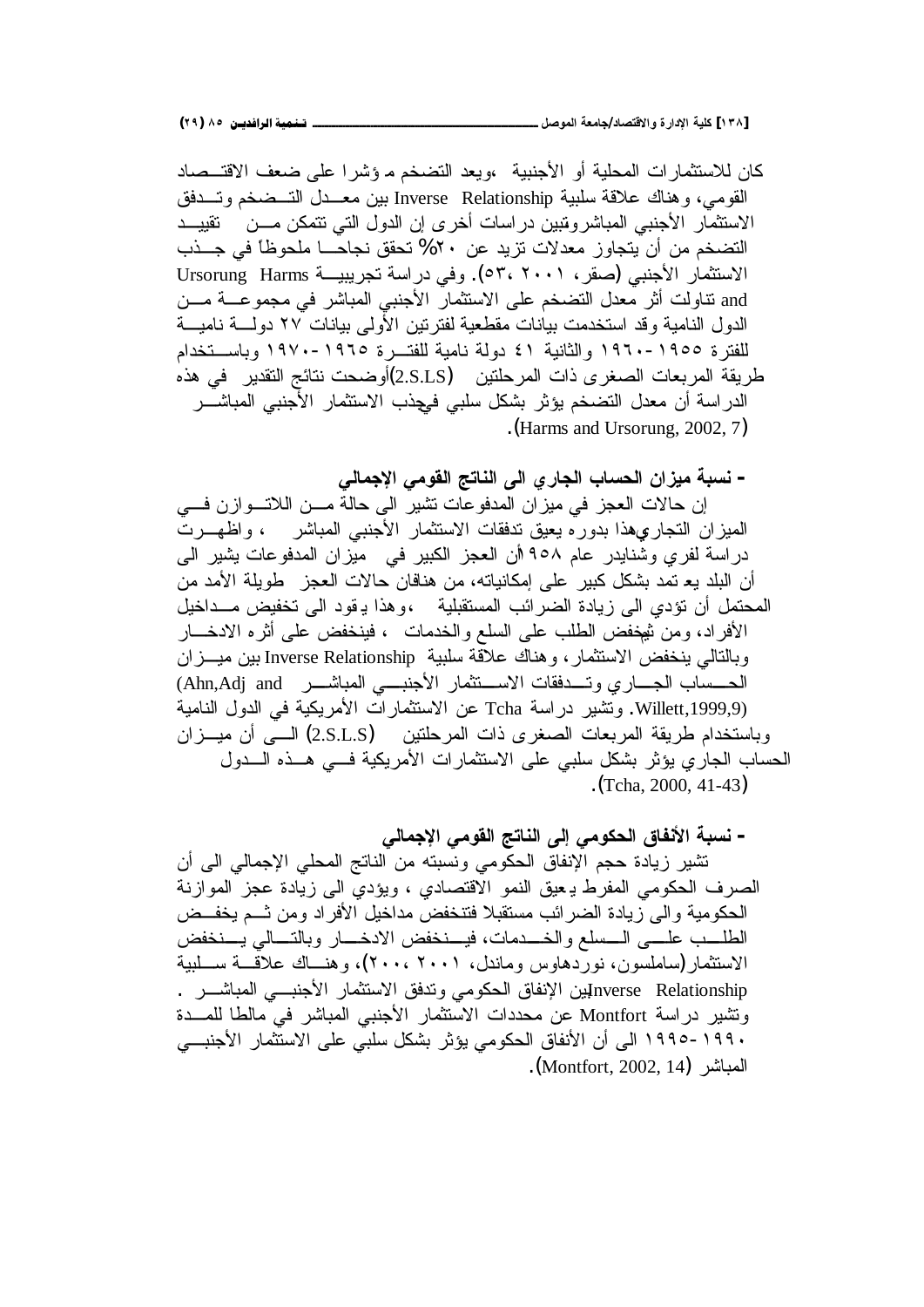كان للاستثمارات المحلية أو الأجنبية ،ويعد التضخم مؤشرا على ضعف الاقتصاد القومي، وهناك علاقة سلبية Inverse Relationship بين معدل التضخم وتدفق الاستثمار الأجنبي المباشر وتبين دراسات أخرى إن الدول التي تتمكن من تقييد التضخم من أن يتجاوز معدلات تزيد عن ٢٠% تحقق نجاحا ملحوظاً في جذب الاستثمار الأجنبي (صقر، ٢٠٠١، ٥٣). وفي دراسة تجريبية Ursorung Harms and تناولت أثر معدل التضخم على الاستثمار الأجنبي المباشر في مجموعة من الدول النامية وقد استخدمت بيانات مقطعية لفترتين الأولى بيانات ٢٧ دولة نامية للفترة ١٩٥٥-١٩٦٠ والثانية ٤١ دولة نامية للفترة ١٩٦٥-١٩٧٠ وباستخدام طريقة المربعات الصغرى ذات المرحلتين (2.S.LS) أوضحت نتائج التقدير في هذه الدراسة أن معدل التضخم يؤثر بشكل سلبي في جذب الاستثمار الأجنبي المباشر (Harms and Ursorung, 2002, 7).

## - نسبة ميزان الحساب الجاري الى الناتج القومي الإجمالي

إن حالات العجز في ميزان المدفوعات تشير الى حالة من اللاتوازن في الميزان التجاري وهذا بدوره يعيق تدفقات الاستثمار الأجنبي المباشر ، واظهرت دراسة لفري وشنايدر عام ١٩٥٨ أن العجز الكبير في ميزان المدفوعات يشير الى أن البلد يعتمد بشكل كبير على إمكانياته، من هنا فإن حالات العجز طويلة الأمد من المحتمل أن تؤدي الى زيادة الضرائب المستقبلية ،وهذا يقود الى تخفيض مداخيل الأفراد، ومن ثم يخفض الطلب على السلع والخدمات ، فينخفض على أثره الادخار وبالتالي ينخفض الاستثمار، وهناك علاقة سلبية Inverse Relationship بين ميزان الحساب الجاري وتدفقات الاستثمار الأجنبي المباشر (Ahn,Adj and Willett,1999,9). وتشير دراسة Tcha عن الاستثمارات الأمريكية في الدول النامية وباستخدام طريقة المربعات الصغرى ذات المرحلتين (2.S.L.S) الى أن ميزان الحساب الجاري يؤثر بشكل سلبي على الاستثمارات الأمريكية في هذه الدول (Tcha, 2000, 41-43).

## - نسبة الأنفاق الحكومي إلى الناتج القومي الإجمالي

تشير زيادة حجم الإنفاق الحكومي ونسبته من الناتج المحلي الإجمالي الى أن الصرف الحكومي المفرط يعيق النمو الاقتصادي ، ويؤدي الى زيادة عجز الموازنة الحكومية والى زيادة الضرائب مستقبلا فتنخفض مداخيل الأفراد ومن ثم يخفض الطلب على السلع والخدمات، فينخفض الادخار وبالتالي ينخفض الاستثمار(ساملسون، نوردهاوس وماندل، ٢٠٠١، ٢٠٠)، وهناك علاقة سلبية Inverse Relationship بين الإنفاق الحكومي وتدفق الاستثمار الأجنبي المباشر . وتشير دراسة Montfort عن محددات الاستثمار الأجنبي المباشر في مالطا للمدة ١٩٩٠-١٩٩٥ الى أن الأنفاق الحكومي يؤثر بشكل سلبي على الاستثمار الأجنبي المباشر (Montfort, 2002, 14).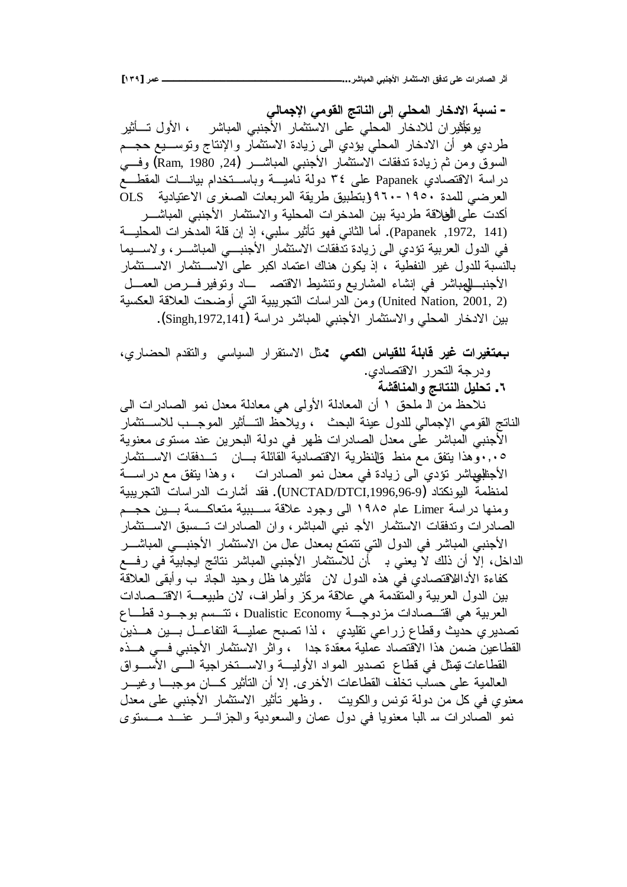**- نسبة الادخار المحلي إلى الناتج القومي الإجمالي**

يوجد تأثيران للادخار المحلي على الاستثمار الأجنبي المباشر ، الأول تأثير طردي هو أن الادخار المحلي يؤدي الى زيادة الاستثمار والإنتاج وتوسيع حجم السوق ومن ثم زيادة تدفقات الاستثمار الأجنبي المباشر (Ram, 1980 ,24) وفي دراسة الاقتصادي Papanek على ٣٤ دولة نامية وباستخدام بيانات المقطع العرضي للمدة ١٩٥٠-١٩٦٠ وبتطبيق طريقة المربعات الصغرى الاعتيادية OLS أكدت على العلاقة طردية بين المدخرات المحلية والاستثمار الأجنبي المباشر (Papanek ,1972, 141). أما الثاني فهو تأثير سلبي، إذ إن قلة المدخرات المحلية في الدول العربية تؤدي الى زيادة تدفقات الاستثمار الأجنبي المباشر، ولاسيما بالنسبة للدول غير النفطية ، إذ يكون هناك اعتماد اكبر على الاستثمار الأجنبي المباشر في إنشاء المشاريع وتنشيط الاقتصاد وتوفير فرص العمل (United Nation, 2001, 2) ومن الدراسات التجريبية التي أوضحت العلاقة العكسية بين الادخار المحلي والاستثمار الأجنبي المباشر دراسة (Singh,1972,141).

**ب- متغيرات غير قابلة للقياس الكمي** : مثل الاستقرار السياسي والتقدم الحضاري، ودرجة التحرر الاقتصادي.

**٦. تحليل النتائج والمناقشة**

نلاحظ من الملحق ١ أن المعادلة الأولى هي معادلة معدل نمو الصادرات الى الناتج القومي الإجمالي للدول عينة البحث ، ويلاحظ التأثير الموجب للاستثمار الأجنبي المباشر على معدل الصادرات ظهر في دولة البحرين عند مستوى معنوية ٠,٠٥ وهذا يتفق مع منطق النظرية الاقتصادية القائلة بأن تدفقات الاستثمار الأجنبي المباشر تؤدي الى زيادة في معدل نمو الصادرات ، وهذا يتفق مع دراسة لمنظمة اليونكتاد (UNCTAD/DTCI,1996,96-9). فقد أشارت الدراسات التجريبية ومنها دراسة Limer عام ١٩٨٥ الى وجود علاقة سببية متعاكسة بين حجم الصادرات وتدفقات الاستثمار الأجنبي المباشر، وان الصادرات تسبق الاستثمار الأجنبي المباشر في الدول التي تتمتع بمعدل عال من الاستثمار الأجنبي المباشر الداخل، إلا أن ذلك لا يعني بأن للاستثمار الأجنبي المباشر نتائج ايجابية في رفع كفاءة الأداء الاقتصادي في هذه الدول لان تأثيرها ظل وحيد الجانب وأبقى العلاقة بين الدول العربية والمتقدمة هي علاقة مركز وأطراف، لان طبيعة الاقتصادات العربية هي اقتصادات مزدوجة Dualistic Economy ، تتسم بوجود قطاع تصديري حديث وقطاع زراعي تقليدي ، لذا تصبح عملية التفاعل بين هذين القطاعين ضمن هذا الاقتصاد عملية معقدة جدا ، واثر الاستثمار الأجنبي في هذه القطاعات تمثل في قطاع تصدير المواد الأولية والاستخراجية الى الأسواق العالمية على حساب تخلف القطاعات الأخرى. إلا أن التأثير كان موجبا وغير معنوي في كل من دولة تونس والكويت . وظهر تأثير الاستثمار الأجنبي على معدل نمو الصادرات سالبا معنويا في دول عمان والسعودية والجزائر عند مستوى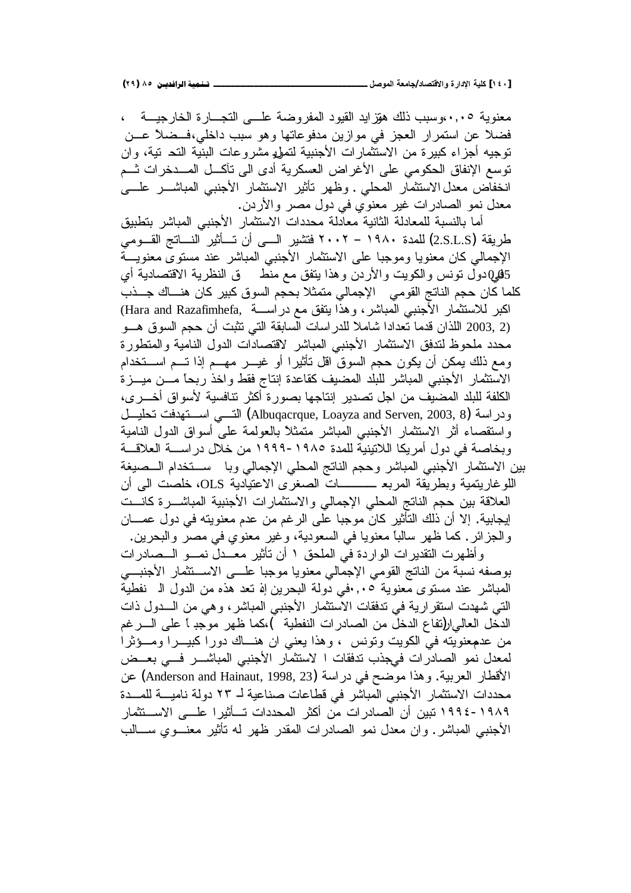معنوية ٠,٠٥،وسبب ذلك هوتزايد القيود المفروضة علـى التجـارة الخارجيـة ، فضلا عن استمرار العجز في موازين مدفوعاتها وهو سبب داخلي،فـضلاً عـن توجيه أجزاء كبيرة من الاستثمارات الأجنبية لتمويل مشروعات البنية التحـتية، وان توسع الإنفاق الحكومي على الأغراض العسكرية أدى الى تآكـل المـدخرات ثـم انخفاض معدل الاستثمار المحلي . وظهر تأثير الاستثمار الأجنبي المباشـر علـى معدل نمو الصادرات غير معنوي في دول مصر والأردن.

أما بالنسبة للمعادلة الثانية معادلة محددات الاستثمار الأجنبي المباشر بتطبيق طريقة (2.S.L.S) للمدة ١٩٨٠ – ٢٠٠٢ فتشير الـى أن تـأثير النـاتج القـومي الإجمالي كان معنويا وموجبا على الاستثمار الأجنبي المباشر عند مستوى معنويـة 5% في دول تونس والكويت والأردن وهذا يتفق مع منطـق النظرية الاقتصادية أي كلما كان حجم الناتج القومي الإجمالي متمثلا بحجم السوق كبير كان هنـاك جـذب اكبر للاستثمار الأجنبي المباشر، وهذا يتفق مع دراسـة (Hara and Razafimhefa, 2003, 2) اللذان قدما تعدادا شاملا للدراسات السابقة التي تثبت أن حجم السوق هـو محدد ملحوظ لتدفق الاستثمار الأجنبي المباشر لاقتصادات الدول النامية والمتطورة ومع ذلك يمكن أن يكون حجم السوق اقل تأثيرا أو غيـر مهـم إذا تـم اسـتخدام الاستثمار الأجنبي المباشر للبلد المضيف كقاعدة إنتاج فقط واخذ ربحاً مـن ميـزة الكلفة للبلد المضيف من اجل تصدير إنتاجها بصورة أكثر تنافسية لأسواق أخـرى، ودراسة (Albuqacrque, Loayza and Serven, 2003, 8) التـي اسـتهدفت تحليـل واستقصاء أثر الاستثمار الأجنبي المباشر متمثلاً بالعولمة على أسواق الدول النامية وبخاصة في دول أمريكا اللاتينية للمدة ١٩٨٥-١٩٩٩ من خلال دراسـة العلاقـة بين الاستثمار الأجنبي المباشر وحجم الناتج المحلي الإجمالي وباسـتخدام الـصيغة اللوغاريتمية وبطريقة المربعـات الصغرى الاعتيادية OLS، خلصت الى أن العلاقة بين حجم الناتج المحلي الإجمالي والاستثمارات الأجنبية المباشـرة كانـت إيجابية. إلا أن ذلك التأثير كان موجبا على الرغم من عدم معنويته في دول عمـان والجزائر. كما ظهر سالباً معنويا في السعودية، وغير معنوي في مصر والبحرين.

وأظهرت التقديرات الواردة في الملحق ١ أن تأثير معـدل نمـو الـصادرات بوصفه نسبة من الناتج القومي الإجمالي معنويا موجبا علـى الاسـتثمار الأجنبـي المباشر عند مستوى معنوية ٠.٠٥في دولة البحرين إذ تعد هذه من الدول النفطية التي شهدت استقرارية في تدفقات الاستثمار الأجنبي المباشر، وهي من الـدول ذات الدخل العالي(ارتفاع الدخل من الصادرات النفطية )،كما ظهر موجباً على الـرغم من عدم معنويته في الكويت وتونس ، وهذا يعني ان هنـاك دورا كبيـرا ومـؤثرا لمعدل نمو الصادرات في جذب تدفقات الاستثمار الأجنبي المباشـر فـي بعـض الأقطار العربية. وهذا موضح في دراسة (Anderson and Hainaut, 1998, 23) عن محددات الاستثمار الأجنبي المباشر في قطاعات صناعية لـ ٢٣ دولة ناميـة للمـدة ١٩٨٩-١٩٩٤ تبين أن الصادرات من أكثر المحددات تـأثيرا علـى الاسـتثمار الأجنبي المباشر. وان معدل نمو الصادرات المقدر ظهر له تأثير معنـوي سـالب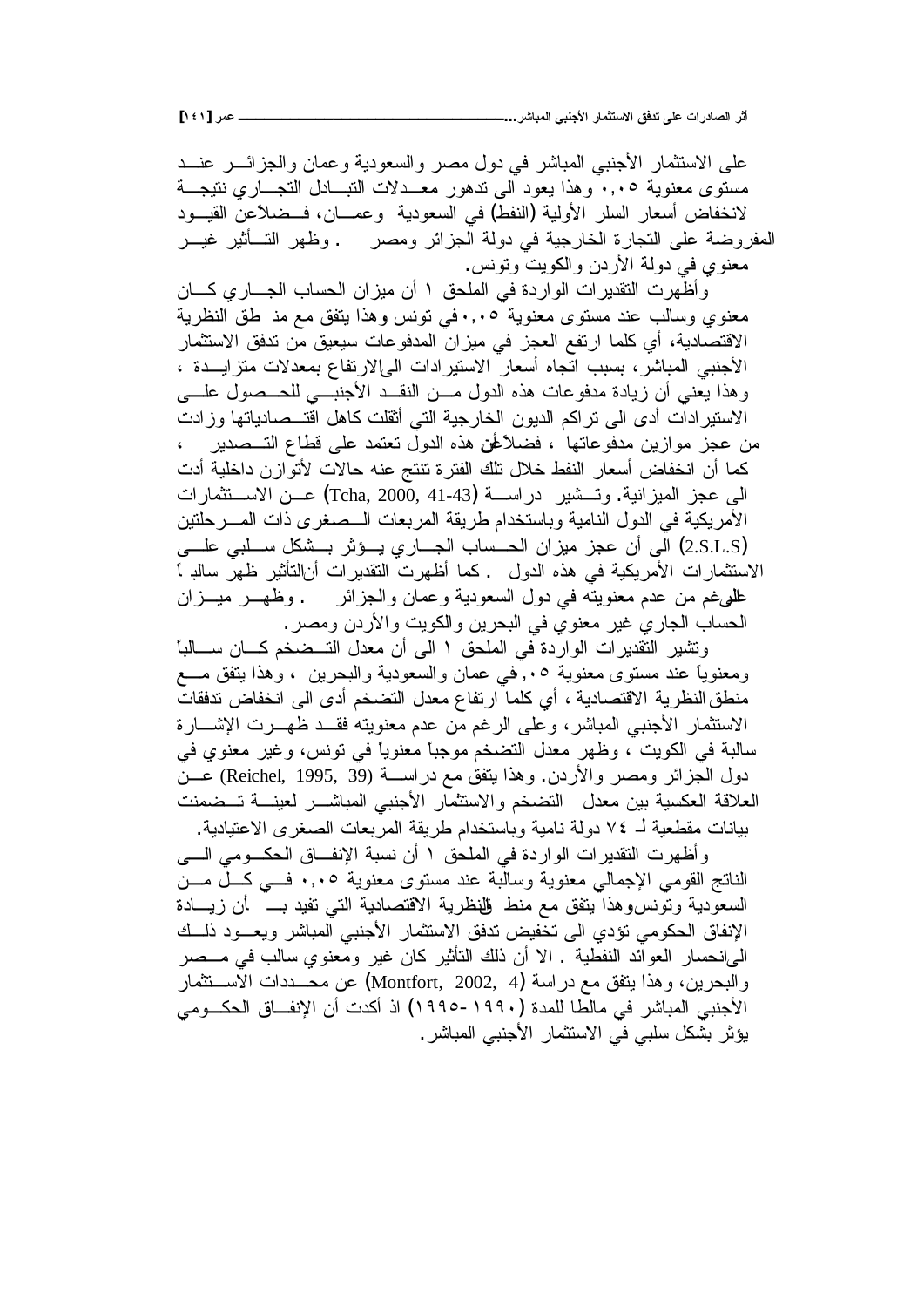على الاستثمار الأجنبي المباشر في دول مصر والسعودية وعمان والجزائر عند مستوى معنوية ٠,٠٥ وهذا يعود الى تدهور معدلات التبادل التجاري نتيجة لانخفاض أسعار السلع الأولية (النفط) في السعودية وعمان، فضلاً عن القيود المفروضة على التجارة الخارجية في دولة الجزائر ومصر . وظهر التأثير غير معنوي في دولة الأردن والكويت وتونس.

وأظهرت التقديرات الواردة في الملحق ١ أن ميزان الحساب الجاري كان معنوي وسالب عند مستوى معنوية ٠,٠٥ في تونس وهذا يتفق مع منطق النظرية الاقتصادية، أي كلما ارتفع العجز في ميزان المدفوعات سيعيق من تدفق الاستثمار الأجنبي المباشر، بسبب اتجاه أسعار الاستيرادات الى الارتفاع بمعدلات متزايدة ، وهذا يعني أن زيادة مدفوعات هذه الدول من النقد الأجنبي للحصول على الاستيرادات أدى الى تراكم الديون الخارجية التي أثقلت كاهل اقتصادياتها وزادت من عجز موازين مدفوعاتها ، فضلاً عن هذه الدول تعتمد على قطاع التصدير ، كما أن انخفاض أسعار النفط خلال تلك الفترة تنتج عنه حالات لاتوازن داخلية أدت الى عجز الميزانية. وتشير دراسة (Tcha, 2000, 41-43) عن الاستثمارات الأمريكية في الدول النامية وباستخدام طريقة المربعات الصغرى ذات المرحلتين (2.S.L.S) الى أن عجز ميزان الحساب الجاري يؤثر بشكل سلبي على الاستثمارات الأمريكية في هذه الدول . كما أظهرت التقديرات أن التأثير ظهر سالباً على الرغم من عدم معنويته في دول السعودية وعمان والجزائر . وظهر ميزان الحساب الجاري غير معنوي في البحرين والكويت والأردن ومصر.

وتشير التقديرات الواردة في الملحق ١ الى أن معدل التضخم كان سالباً ومعنوياً عند مستوى معنوية ٠,٠٥ في عمان والسعودية والبحرين ، وهذا يتفق مع منطق النظرية الاقتصادية ، أي كلما ارتفاع معدل التضخم أدى الى انخفاض تدفقات الاستثمار الأجنبي المباشر، وعلى الرغم من عدم معنويته فقد ظهرت الإشارة سالبة في الكويت ، وظهر معدل التضخم موجباً معنوياً في تونس، وغير معنوي في دول الجزائر ومصر والأردن. وهذا يتفق مع دراسة (Reichel, 1995, 39) عن العلاقة العكسية بين معدل التضخم والاستثمار الأجنبي المباشر لعينة تضمنت بيانات مقطعية لـ ٧٤ دولة نامية وباستخدام طريقة المربعات الصغرى الاعتيادية.

وأظهرت التقديرات الواردة في الملحق ١ أن نسبة الإنفاق الحكومي الى الناتج القومي الإجمالي معنوية وسالبة عند مستوى معنوية ٠,٠٥ في كل من السعودية وتونس وهذا يتفق مع منطق النظرية الاقتصادية التي تفيد بأن زيادة الإنفاق الحكومي تؤدي الى تخفيض تدفق الاستثمار الأجنبي المباشر ويعود ذلك الى انحسار العوائد النفطية . الا أن ذلك التأثير كان غير ومعنوي سالب في مصر والبحرين، وهذا يتفق مع دراسة (Montfort, 2002, 4) عن محددات الاستثمار الأجنبي المباشر في مالطا للمدة (١٩٩٠-١٩٩٥) اذ أكدت أن الإنفاق الحكومي يؤثر بشكل سلبي في الاستثمار الأجنبي المباشر.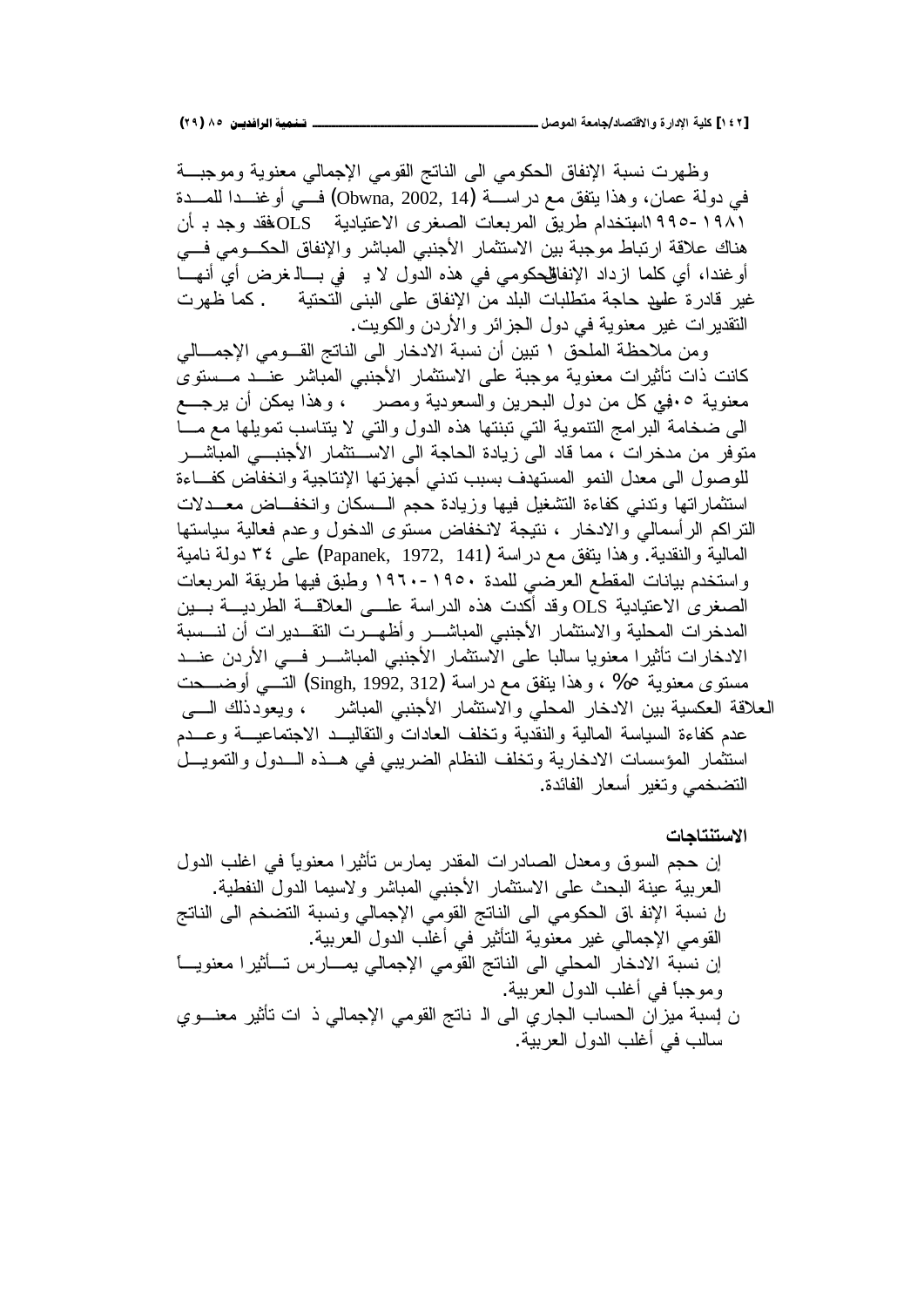وظهرت نسبة الإنفاق الحكومي الى الناتج القومي الإجمالي معنوية وموجبة في دولة عمان، وهذا يتفق مع دراسة (Obwna, 2002, 14) في أوغندا للمدة ١٩٨١-١٩٩٥ باستخدام طريق المربعات الصغرى الاعتيادية OLS، فقد وجد بـ أن هناك علاقة ارتباط موجبة بين الاستثمار الأجنبي المباشر والإنفاق الحكومي في أوغندا، أي كلما ازداد الإنفاق الحكومي في هذه الدول لا يفي بالغرض أي أنها غير قادرة على سد حاجة متطلبات البلد من الإنفاق على البنى التحتية. كما ظهرت التقديرات غير معنوية في دول الجزائر والأردن والكويت.

ومن ملاحظة الملحق ١ تبين أن نسبة الادخار الى الناتج القومي الإجمالي كانت ذات تأثيرات معنوية موجبة على الاستثمار الأجنبي المباشر عند مستوى معنوية ٠.٠٥ في كل من دول البحرين والسعودية ومصر، وهذا يمكن أن يرجع الى ضخامة البرامج التنموية التي تبنتها هذه الدول والتي لا يتناسب تمويلها مع ما متوفر من مدخرات، مما قاد الى زيادة الحاجة الى الاستثمار الأجنبي المباشر للوصول الى معدل النمو المستهدف بسبب تدني أجهزتها الإنتاجية وانخفاض كفاءة استثماراتها وتدني كفاءة التشغيل فيها وزيادة حجم السكان وانخفاض معدلات التراكم الرأسمالي والادخار، نتيجة لانخفاض مستوى الدخول وعدم فعالية سياساتها المالية والنقدية. وهذا يتفق مع دراسة (Papanek, 1972, 141) على ٣٤ دولة نامية واستخدم بيانات المقطع العرضي للمدة ١٩٥٠-١٩٦٠ وطبق فيها طريقة المربعات الصغرى الاعتيادية OLS وقد أكدت هذه الدراسة على العلاقة الطردية بين المدخرات المحلية والاستثمار الأجنبي المباشر وأظهرت التقديرات أن لنسبة الادخارات تأثيرا معنويا سالبا على الاستثمار الأجنبي المباشر في الأردن عند مستوى معنوية ٥%، وهذا يتفق مع دراسة (Singh, 1992, 312) التي أوضحت العلاقة العكسية بين الادخار المحلي والاستثمار الأجنبي المباشر، ويعود ذلك الى عدم كفاءة السياسة المالية والنقدية وتخلف العادات والتقاليد الاجتماعية وعدم استثمار المؤسسات الادخارية وتخلف النظام الضريبي في هذه الدول والتمويل التضخمي وتغير أسعار الفائدة.

**الاستنتاجات**

- إن حجم السوق ومعدل الصادرات المقدر يمارس تأثيرا معنوياً في اغلب الدول العربية عينة البحث على الاستثمار الأجنبي المباشر ولاسيما الدول النفطية.
- إن نسبة الإنفاق الحكومي الى الناتج القومي الإجمالي ونسبة التضخم الى الناتج القومي الإجمالي غير معنوية التأثير في أغلب الدول العربية.
- إن نسبة الادخار المحلي الى الناتج القومي الإجمالي يمارس تأثيرا معنوياً وموجباً في أغلب الدول العربية.
- إن نسبة ميزان الحساب الجاري الى الناتج القومي الإجمالي ذات تأثير معنوي سالب في أغلب الدول العربية.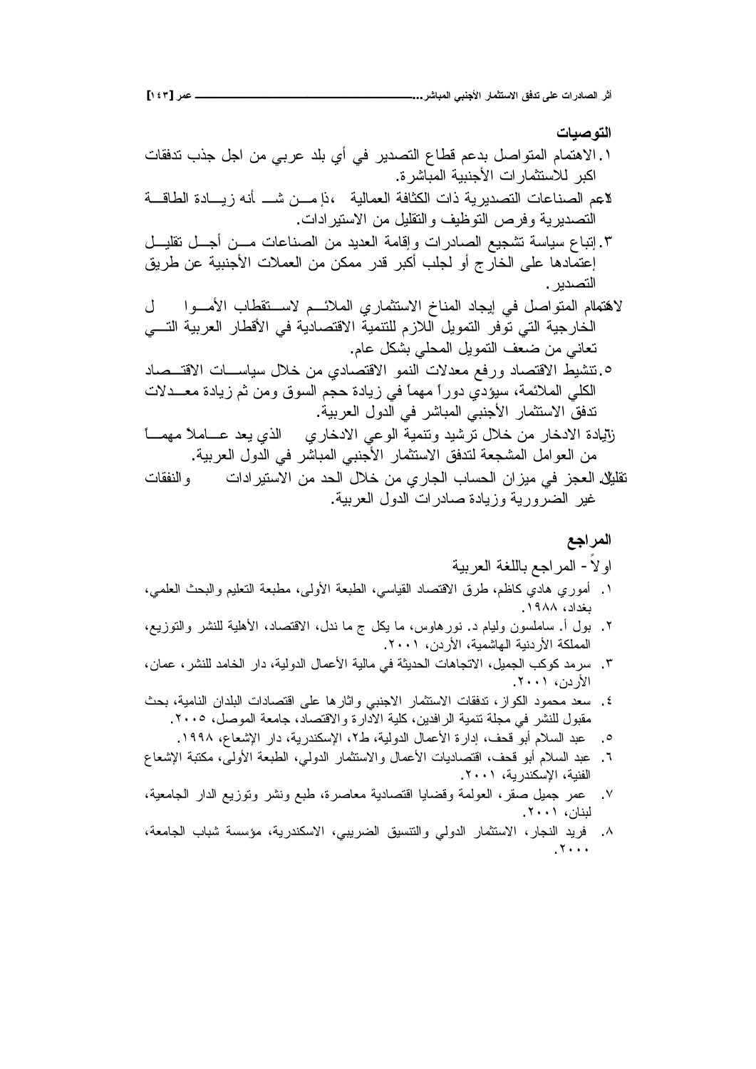## التوصيات

١. الاهتمام المتواصل بدعم قطاع التصدير في أي بلد عربي من اجل جذب تدفقات اكبر للاستثمارات الأجنبية المباشرة.

٢. دعم الصناعات التصديرية ذات الكثافة العمالية ،اذ مــن شــأنه زيــادة الطاقــة التصديرية وفرص التوظيف والتقليل من الاستيرادات.

٣. إتباع سياسة تشجيع الصادرات وإقامة العديد من الصناعات مــن أجــل تقليــل إعتمادها على الخارج أو لجلب أكبر قدر ممكن من العملات الأجنبية عن طريق التصدير.

٤. الاهتمام المتواصل في إيجاد المناخ الاستثماري الملائــم لاســتقطاب الأمــوال الخارجية التي توفر التمويل اللازم للتنمية الاقتصادية في الأقطار العربية التــي تعاني من ضعف التمويل المحلي بشكل عام.

٥. تنشيط الاقتصاد ورفع معدلات النمو الاقتصادي من خلال سياســات الاقتــصاد الكلي الملائمة، سيؤدي دوراً مهماً في زيادة حجم السوق ومن ثم زيادة معــدلات تدفق الاستثمار الأجنبي المباشر في الدول العربية.

٦. زيادة الادخار من خلال ترشيد وتنمية الوعي الادخاري الذي يعد عــاملاً مهمــاً من العوامل المشجعة لتدفق الاستثمار الأجنبي المباشر في الدول العربية.

٧. تقليل العجز في ميزان الحساب الجاري من خلال الحد من الاستيرادات والنفقات غير الضرورية وزيادة صادرات الدول العربية.

## المراجع

اولاً- المراجع باللغة العربية

١. أموري هادي كاظم، طرق الاقتصاد القياسي، الطبعة الأولى، مطبعة التعليم والبحث العلمي، بغداد، ١٩٨٨.
٢. بول أ. سامليسون وليام د. نورهاوس، ما يكل ج ما ندل، الاقتصاد، الأهلية للنشر والتوزيع، المملكة الأردنية الهاشمية، الأردن، ٢٠٠١.
٣. سرمد كوكب الجميل، الاتجاهات الحديثة في مالية الأعمال الدولية، دار الخامد للنشر، عمان، الأردن، ٢٠٠١.
٤. سعد محمود الكواز، تدفقات الاستثمار الاجنبي واثارها على اقتصادات البلدان النامية، بحث مقبول للنشر في مجلة تنمية الرافدين، كلية الادارة والاقتصاد، جامعة الموصل، ٢٠٠٥.
٥. عبد السلام أبو قحف، إدارة الأعمال الدولية، ط٢، الإسكندرية، دار الإشعاع، ١٩٩٨.
٦. عبد السلام أبو قحف، اقتصاديات الأعمال والاستثمار الدولي، الطبعة الأولى، مكتبة الإشعاع الفنية، الإسكندرية، ٢٠٠١.
٧. عمر جميل صقر، العولمة وقضايا اقتصادية معاصرة، طبع ونشر وتوزيع الدار الجامعية، لبنان، ٢٠٠١.
٨. فريد النجار، الاستثمار الدولي والتنسيق الضريبي، الاسكندرية، مؤسسة شباب الجامعة، ٢٠٠٠.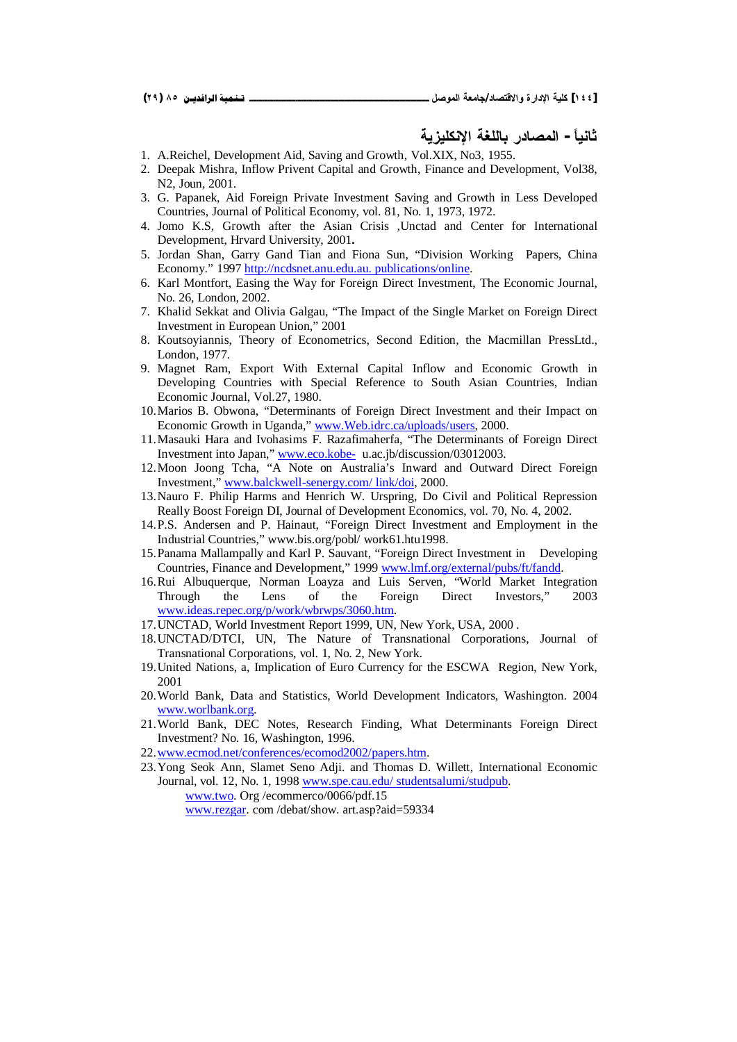## ثانياً - المصادر باللغة الإنكليزية

1. A.Reichel, Development Aid, Saving and Growth, Vol.XIX, No3, 1955.
2. Deepak Mishra, Inflow Privent Capital and Growth, Finance and Development, Vol38, N2, Joun, 2001.
3. G. Papanek, Aid Foreign Private Investment Saving and Growth in Less Developed Countries, Journal of Political Economy, vol. 81, No. 1, 1973, 1972.
4. Jomo K.S, Growth after the Asian Crisis ,Unctad and Center for International Development, Hrvard University, 2001**.**
5. Jordan Shan, Garry Gand Tian and Fiona Sun, "Division Working Papers, China Economy." 1997 http://ncdsnet.anu.edu.au. publications/online.
6. Karl Montfort, Easing the Way for Foreign Direct Investment, The Economic Journal, No. 26, London, 2002.
7. Khalid Sekkat and Olivia Galgau, "The Impact of the Single Market on Foreign Direct Investment in European Union," 2001
8. Koutsoyiannis, Theory of Econometrics, Second Edition, the Macmillan PressLtd., London, 1977.
9. Magnet Ram, Export With External Capital Inflow and Economic Growth in Developing Countries with Special Reference to South Asian Countries, Indian Economic Journal, Vol.27, 1980.
10. Marios B. Obwona, "Determinants of Foreign Direct Investment and their Impact on Economic Growth in Uganda," www.Web.idrc.ca/uploads/users, 2000.
11. Masauki Hara and Ivohasims F. Razafimaherfa, "The Determinants of Foreign Direct Investment into Japan," www.eco.kobe- u.ac.jb/discussion/03012003.
12. Moon Joong Tcha, "A Note on Australia's Inward and Outward Direct Foreign Investment," www.balckwell-senergy.com/ link/doi, 2000.
13. Nauro F. Philip Harms and Henrich W. Urspring, Do Civil and Political Repression Really Boost Foreign DI, Journal of Development Economics, vol. 70, No. 4, 2002.
14. P.S. Andersen and P. Hainaut, "Foreign Direct Investment and Employment in the Industrial Countries," www.bis.org/pobl/ work61.htu1998.
15. Panama Mallampally and Karl P. Sauvant, "Foreign Direct Investment in Developing Countries, Finance and Development," 1999 www.lmf.org/external/pubs/ft/fandd.
16. Rui Albuquerque, Norman Loayza and Luis Serven, "World Market Integration Through the Lens of the Foreign Direct Investors," 2003 www.ideas.repec.org/p/work/wbrwps/3060.htm.
17. UNCTAD, World Investment Report 1999, UN, New York, USA, 2000 .
18. UNCTAD/DTCI, UN, The Nature of Transnational Corporations, Journal of Transnational Corporations, vol. 1, No. 2, New York.
19. United Nations, a, Implication of Euro Currency for the ESCWA Region, New York, 2001
20. World Bank, Data and Statistics, World Development Indicators, Washington. 2004 www.worlbank.org.
21. World Bank, DEC Notes, Research Finding, What Determinants Foreign Direct Investment? No. 16, Washington, 1996.
22. www.ecmod.net/conferences/ecomod2002/papers.htm.
23. Yong Seok Ann, Slamet Seno Adji. and Thomas D. Willett, International Economic Journal, vol. 12, No. 1, 1998 www.spe.cau.edu/ studentsalumi/studpub.

    www.two. Org /ecommerco/0066/pdf.15

    www.rezgar. com /debat/show. art.asp?aid=59334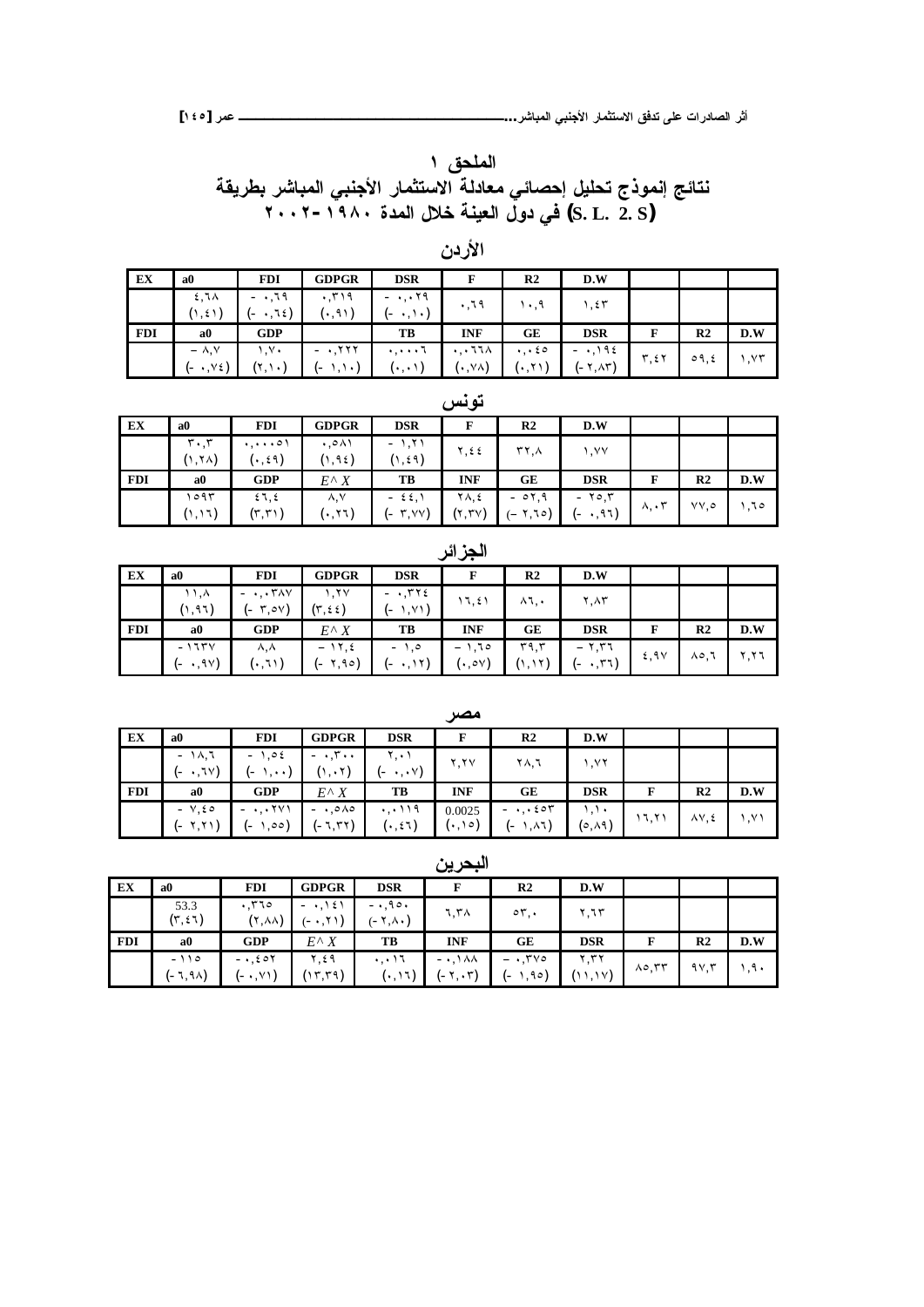## الملحق ١

## نتائج إنموذج تحليل إحصائي معادلة الاستثمار الأجنبي المباشر بطريقة (S. L. 2. S) في دول العينة خلال المدة ١٩٨٠-٢٠٠٢

### الأردن

| EX | a0 | FDI | GDPGR | DSR | F | R2 | D.W | | | |
|---|---|---|---|---|---|---|---|---|---|---|
| | ٤,٦٨ (١,٤١) | - ٠,٦٩ (- ٠,٦٤) | ٠,٣١٩ (٠,٩١) | - ٠,٠٢٩ (- ٠,١٠) | ٠,٦٩ | ١٠,٩ | ١,٤٣ | | | |
| FDI | a0 | GDP | | TB | INF | GE | DSR | F | R2 | D.W |
| | - ٨,٧ (- ٠,٧٤) | ١,٧٠ (٢,١٠) | - ٠,٢٢٢ (- ١,١٠) | ٠,٠٠٠٦ (٠,٠١) | ٠,٠٦٦٨ (٠,٧٨) | ٠,٠٤٥ (٠,٢١) | - ٠,١٩٤ (- ٢,٨٣) | ٣,٤٢ | ٥٩,٤ | ١,٧٣ |

### تونس

| EX | a0 | FDI | GDPGR | DSR | F | R2 | D.W | | | |
|---|---|---|---|---|---|---|---|---|---|---|
| | ٣٠,٣ (١,٢٨) | ٠,٠٠٠٥١ (٠,٤٩) | ٠,٥٨١ (١,٩٤) | - ١,٢١ (١,٤٩) | ٢,٤٤ | ٣٢,٨ | ١,٧٧ | | | |
| FDI | a0 | GDP | $E^\wedge X$ | TB | INF | GE | DSR | F | R2 | D.W |
| | ١٥٩٣ (١,١٦) | ٤٦,٤ (٣,٣١) | ٨,٧ (٠,٢٦) | - ٤٤,١ (- ٣,٧٧) | ٢٨,٤ (٢,٣٧) | - ٥٢,٩ (- ٢,٦٥) | - ٢٥,٣ (- ٠,٩٦) | ٨,٠٣ | ٧٧,٥ | ١,٦٥ |

### الجزائر

| EX | a0 | FDI | GDPGR | DSR | F | R2 | D.W | | | |
|---|---|---|---|---|---|---|---|---|---|---|
| | ١١,٨ (١,٩٦) | - ٠,٠٣٨٧ (- ٣,٥٧) | ١,٢٧ (٣,٤٤) | - ٠,٣٢٤ (- ١,٧١) | ١٦,٤١ | ٨٦,٠ | ٢,٨٣ | | | |
| FDI | a0 | GDP | $E^\wedge X$ | TB | INF | GE | DSR | F | R2 | D.W |
| | - ١٦٣٧ (- ٠,٩٧) | ٨,٨ (٠,٦١) | - ١٢,٤ (- ٢,٩٥) | - ١,٥ (- ٠,١٢) | - ١,٦٥ (٠,٥٧) | ٣٩,٣ (١,١٢) | - ٢,٣٦ (- ٠,٣٦) | ٤,٩٧ | ٨٥,٦ | ٢,٢٦ |

### مصر

| EX | a0 | FDI | GDPGR | DSR | F | R2 | D.W | | | |
|---|---|---|---|---|---|---|---|---|---|---|
| | - ١٨,٦ (- ٠,٦٧) | - ١,٥٤ (- ١,٠٠) | - ٠,٣٠٠ (١,٠٢) | ٢,٠١ (- ٠,٠٧) | ٢,٢٧ | ٢٨,٦ | ١,٧٢ | | | |
| FDI | a0 | GDP | $E^\wedge X$ | TB | INF | GE | DSR | F | R2 | D.W |
| | - ٧,٤٥ (- ٢,٢١) | - ٠,٠٢٧١ (- ١,٥٥) | - ٠,٥٨٥ (- ٦,٣٢) | ٠,٠١١٩ (٠,٤٦) | 0.0025 (٠,١٥) | - ٠,٠٤٥٣ (- ١,٨٦) | ١,١٠ (٥,٨٩) | ١٦,٢١ | ٨٧,٤ | ١,٧١ |

### البحرين

| EX | a0 | FDI | GDPGR | DSR | F | R2 | D.W | | | |
|---|---|---|---|---|---|---|---|---|---|---|
| | 53.3 (٣,٤٦) | ٠,٣٦٥ (٢,٨٨) | - ٠,١٤١ (- ٠,٢١) | - ٠,٩٥٠ (- ٢,٨٠) | ٦,٣٨ | ٥٣,٠ | ٢,٦٣ | | | |
| FDI | a0 | GDP | $E^\wedge X$ | TB | INF | GE | DSR | F | R2 | D.W |
| | - ١١٥ (- ٦,٩٨) | - ٠,٤٥٢ (- ٠,٧١) | ٢,٤٩ (١٣,٣٩) | ٠,٠١٦ (٠,١٦) | - ٠,١٨٨ (- ٢,٠٣) | - ٠,٣٧٥ (- ١,٩٥) | ٢,٣٢ (١١,١٧) | ٨٥,٣٣ | ٩٧,٣ | ١,٩٠ |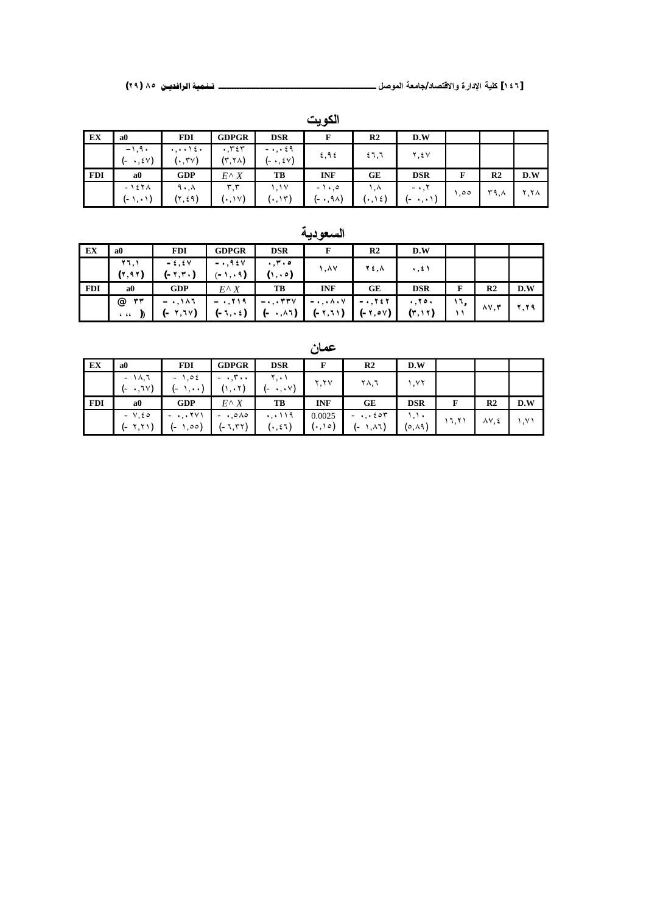## الكويت

| EX | a0 | FDI | GDPGR | DSR | F | R2 | D.W | | | |
|---|---|---|---|---|---|---|---|---|---|---|
| | −١,٩٠ (− ٠,٤٧) | ٠,٠٠١٤٠ (٠,٣٧) | ٠,٣٤٣ (٣,٢٨) | − ٠,٠٤٩ (− ٠,٤٧) | ٤,٩٤ | ٤٦,٦ | ٢,٤٧ | | | |
| FDI | a0 | GDP | $E \wedge X$ | TB | INF | GE | DSR | F | R2 | D.W |
| | − ١٤٢٨ (− ١,٠١) | ٩٠,٨ (٢,٤٩) | ٣,٣ (٠,١٧) | ١,١٧ (٠,١٣) | − ١٠,٥ (− ٠,٩٨) | ١,٨ (٠,١٤) | − ٠,٢ (− ٠,٠١) | ١,٥٥ | ٣٩,٨ | ٢,٢٨ |

## السعودية

| EX | a0 | FDI | GDPGR | DSR | F | R2 | D.W | | | |
|---|---|---|---|---|---|---|---|---|---|---|
| | ٢٦,١ (٢,٩٢) | − ٤,٤٧ (− ٢,٣٠) | − ٠,٩٤٧ (− ١,٠٩) | ٠,٣٠٥ (١,٠٥) | ١,٨٧ | ٢٤,٨ | ٠,٤١ | | | |
| FDI | a0 | GDP | $E \wedge X$ | TB | INF | GE | DSR | F | R2 | D.W |
| | @ ٣٣ ( " " ) | − ٠,١٨٦ (− ٢,٦٧) | − ٠,٢١٩ (− ٦,٠٤) | − ٠,٠٣٣٧ (− ٠,٨٦) | − ٠,٠٨٠٧ (− ٢,٦١) | − ٠,٢٤٢ (− ٢,٥٧) | ٠,٢٥٠ (٣,١٢) | ١٦,١١ | ٨٧,٣ | ٢,٢٩ |

## عمان

| EX | a0 | FDI | GDPGR | DSR | F | R2 | D.W | | | |
|---|---|---|---|---|---|---|---|---|---|---|
| | − ١٨,٦ (− ٠,٦٧) | − ١,٥٤ (− ١,٠٠) | − ٠,٣٠٠ (١,٠٢) | ٢,٠١ (− ٠,٠٧) | ٢,٢٧ | ٢٨,٦ | ١,٧٢ | | | |
| FDI | a0 | GDP | $E \wedge X$ | TB | INF | GE | DSR | F | R2 | D.W |
| | − ٧,٤٥ (− ٢,٢١) | − ٠,٠٢٧١ (− ١,٥٥) | − ٠,٥٨٥ (− ٦,٣٢) | ٠,٠١١٩ (٠,٤٦) | 0.0025 (٠,١٥) | − ٠,٠٤٥٣ (− ١,٨٦) | ١,١٠ (٥,٨٩) | ١٦,٢١ | ٨٧,٤ | ١,٧١ |